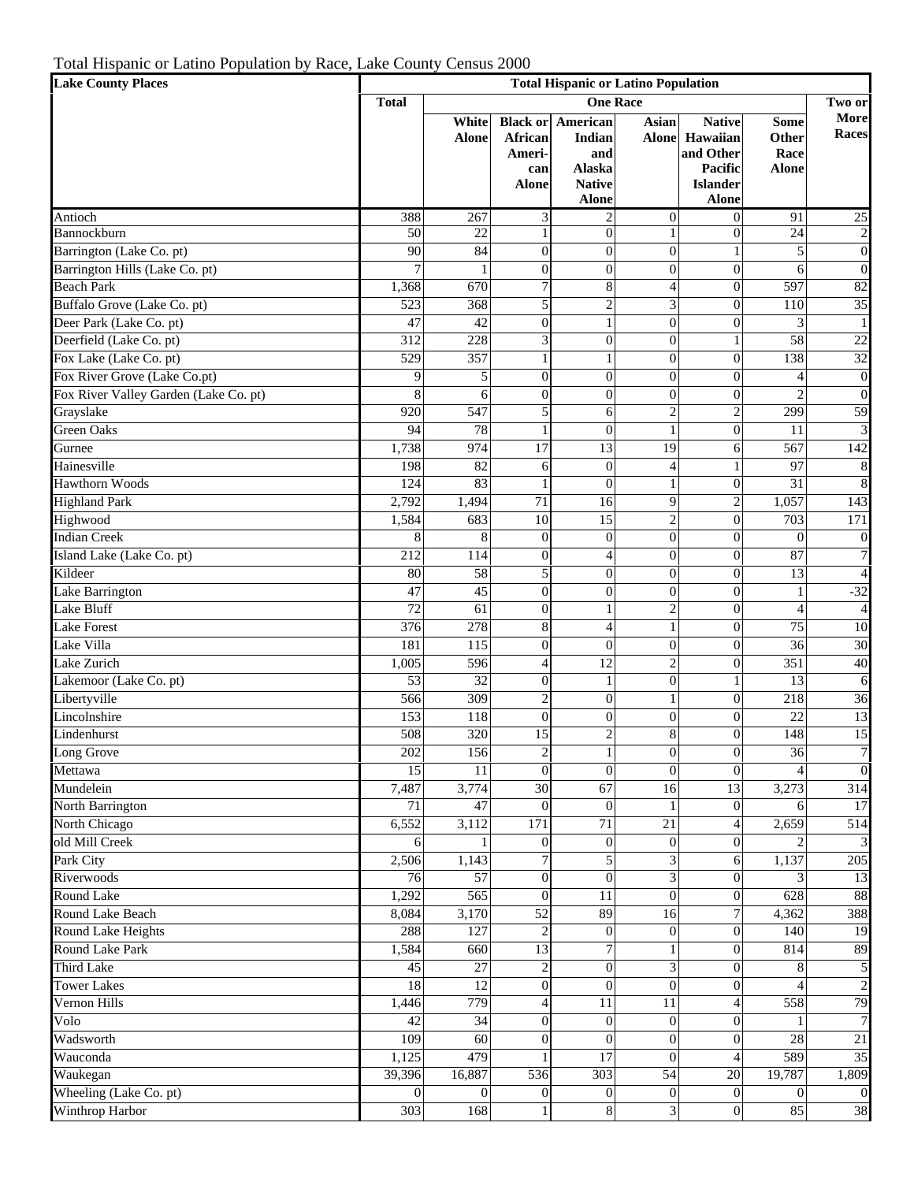Total Hispanic or Latino Population by Race, Lake County Census 2000

| Lake County Places | Total Hispanic or Latino Population | | | | | | | |
|---|---|---|---|---|---|---|---|---|
| | Total | One Race | | | | | | Two or More Races |
| | | White Alone | Black or African Ameri-can Alone | American Indian and Alaska Native Alone | Asian Alone | Native Hawaiian and Other Pacific Islander Alone | Some Other Race Alone | |
| Antioch | 388 | 267 | 3 | 2 | 0 | 0 | 91 | 25 |
| Bannockburn | 50 | 22 | 1 | 0 | 1 | 0 | 24 | 2 |
| Barrington (Lake Co. pt) | 90 | 84 | 0 | 0 | 0 | 1 | 5 | 0 |
| Barrington Hills (Lake Co. pt) | 7 | 1 | 0 | 0 | 0 | 0 | 6 | 0 |
| Beach Park | 1,368 | 670 | 7 | 8 | 4 | 0 | 597 | 82 |
| Buffalo Grove (Lake Co. pt) | 523 | 368 | 5 | 2 | 3 | 0 | 110 | 35 |
| Deer Park (Lake Co. pt) | 47 | 42 | 0 | 1 | 0 | 0 | 3 | 1 |
| Deerfield (Lake Co. pt) | 312 | 228 | 3 | 0 | 0 | 1 | 58 | 22 |
| Fox Lake (Lake Co. pt) | 529 | 357 | 1 | 1 | 0 | 0 | 138 | 32 |
| Fox River Grove (Lake Co.pt) | 9 | 5 | 0 | 0 | 0 | 0 | 4 | 0 |
| Fox River Valley Garden (Lake Co. pt) | 8 | 6 | 0 | 0 | 0 | 0 | 2 | 0 |
| Grayslake | 920 | 547 | 5 | 6 | 2 | 2 | 299 | 59 |
| Green Oaks | 94 | 78 | 1 | 0 | 1 | 0 | 11 | 3 |
| Gurnee | 1,738 | 974 | 17 | 13 | 19 | 6 | 567 | 142 |
| Hainesville | 198 | 82 | 6 | 0 | 4 | 1 | 97 | 8 |
| Hawthorn Woods | 124 | 83 | 1 | 0 | 1 | 0 | 31 | 8 |
| Highland Park | 2,792 | 1,494 | 71 | 16 | 9 | 2 | 1,057 | 143 |
| Highwood | 1,584 | 683 | 10 | 15 | 2 | 0 | 703 | 171 |
| Indian Creek | 8 | 8 | 0 | 0 | 0 | 0 | 0 | 0 |
| Island Lake (Lake Co. pt) | 212 | 114 | 0 | 4 | 0 | 0 | 87 | 7 |
| Kildeer | 80 | 58 | 5 | 0 | 0 | 0 | 13 | 4 |
| Lake Barrington | 47 | 45 | 0 | 0 | 0 | 0 | 1 | -32 |
| Lake Bluff | 72 | 61 | 0 | 1 | 2 | 0 | 4 | 4 |
| Lake Forest | 376 | 278 | 8 | 4 | 1 | 0 | 75 | 10 |
| Lake Villa | 181 | 115 | 0 | 0 | 0 | 0 | 36 | 30 |
| Lake Zurich | 1,005 | 596 | 4 | 12 | 2 | 0 | 351 | 40 |
| Lakemoor (Lake Co. pt) | 53 | 32 | 0 | 1 | 0 | 1 | 13 | 6 |
| Libertyville | 566 | 309 | 2 | 0 | 1 | 0 | 218 | 36 |
| Lincolnshire | 153 | 118 | 0 | 0 | 0 | 0 | 22 | 13 |
| Lindenhurst | 508 | 320 | 15 | 2 | 8 | 0 | 148 | 15 |
| Long Grove | 202 | 156 | 2 | 1 | 0 | 0 | 36 | 7 |
| Mettawa | 15 | 11 | 0 | 0 | 0 | 0 | 4 | 0 |
| Mundelein | 7,487 | 3,774 | 30 | 67 | 16 | 13 | 3,273 | 314 |
| North Barrington | 71 | 47 | 0 | 0 | 1 | 0 | 6 | 17 |
| North Chicago | 6,552 | 3,112 | 171 | 71 | 21 | 4 | 2,659 | 514 |
| old Mill Creek | 6 | 1 | 0 | 0 | 0 | 0 | 2 | 3 |
| Park City | 2,506 | 1,143 | 7 | 5 | 3 | 6 | 1,137 | 205 |
| Riverwoods | 76 | 57 | 0 | 0 | 3 | 0 | 3 | 13 |
| Round Lake | 1,292 | 565 | 0 | 11 | 0 | 0 | 628 | 88 |
| Round Lake Beach | 8,084 | 3,170 | 52 | 89 | 16 | 7 | 4,362 | 388 |
| Round Lake Heights | 288 | 127 | 2 | 0 | 0 | 0 | 140 | 19 |
| Round Lake Park | 1,584 | 660 | 13 | 7 | 1 | 0 | 814 | 89 |
| Third Lake | 45 | 27 | 2 | 0 | 3 | 0 | 8 | 5 |
| Tower Lakes | 18 | 12 | 0 | 0 | 0 | 0 | 4 | 2 |
| Vernon Hills | 1,446 | 779 | 4 | 11 | 11 | 4 | 558 | 79 |
| Volo | 42 | 34 | 0 | 0 | 0 | 0 | 1 | 7 |
| Wadsworth | 109 | 60 | 0 | 0 | 0 | 0 | 28 | 21 |
| Wauconda | 1,125 | 479 | 1 | 17 | 0 | 4 | 589 | 35 |
| Waukegan | 39,396 | 16,887 | 536 | 303 | 54 | 20 | 19,787 | 1,809 |
| Wheeling (Lake Co. pt) | 0 | 0 | 0 | 0 | 0 | 0 | 0 | 0 |
| Winthrop Harbor | 303 | 168 | 1 | 8 | 3 | 0 | 85 | 38 |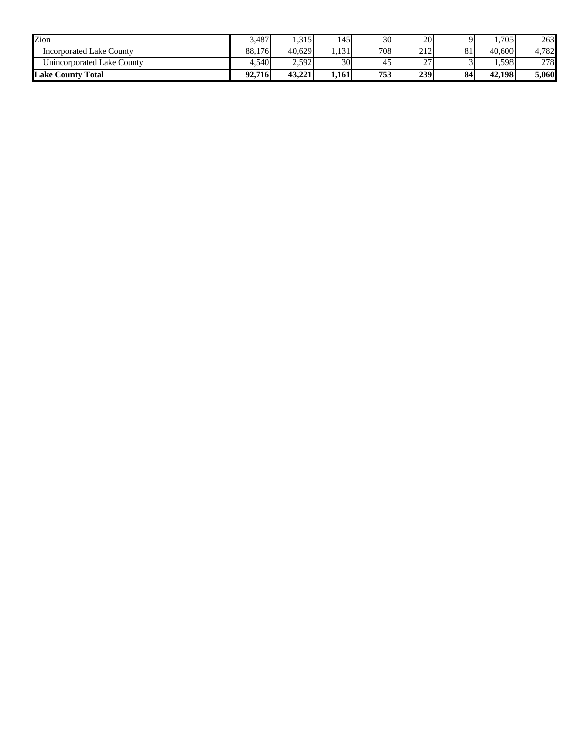| | | | | | | | | |
|---|---|---|---|---|---|---|---|---|
| Zion | 3,487 | 1,315 | 145 | 30 | 20 | 9 | 1,705 | 263 |
| Incorporated Lake County | 88,176 | 40,629 | 1,131 | 708 | 212 | 81 | 40,600 | 4,782 |
| Unincorporated Lake County | 4,540 | 2,592 | 30 | 45 | 27 | 3 | 1,598 | 278 |
| **Lake County Total** | **92,716** | **43,221** | **1,161** | **753** | **239** | **84** | **42,198** | **5,060** |